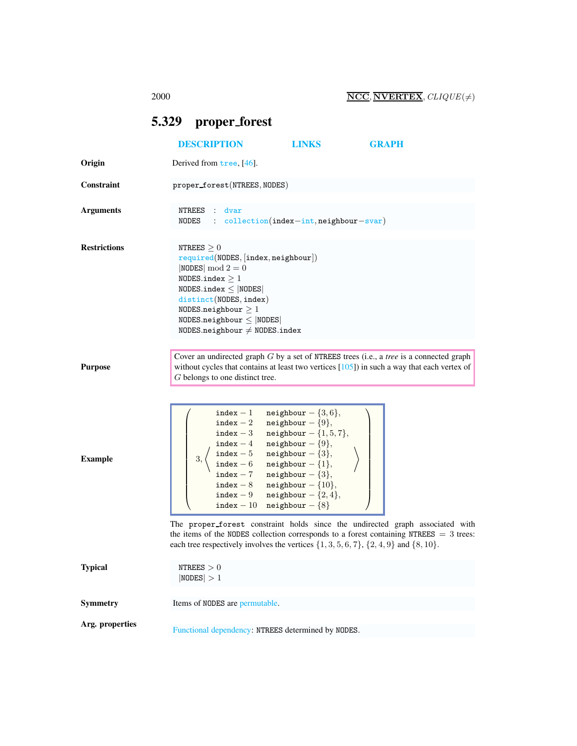## 5.329 proper_forest

DESCRIPTION LINKS GRAPH

**Origin**

Derived from tree, [46].

**Constraint**

proper_forest(NTREES, NODES)

**Arguments**

```
NTREES : dvar
NODES  : collection(index−int, neighbour−svar)
```

**Restrictions**

```
NTREES ≥ 0
required(NODES, [index, neighbour])
|NODES| mod 2 = 0
NODES.index ≥ 1
NODES.index ≤ |NODES|
distinct(NODES, index)
NODES.neighbour ≥ 1
NODES.neighbour ≤ |NODES|
NODES.neighbour ≠ NODES.index
```

**Purpose**

Cover an undirected graph $G$ by a set of NTREES trees (i.e., a *tree* is a connected graph without cycles that contains at least two vertices [105]) in such a way that each vertex of $G$ belongs to one distinct tree.

**Example**

$$
\left(3, \left\langle
\begin{array}{ll}
\texttt{index}-1 & \texttt{neighbour}-\{3,6\}, \\
\texttt{index}-2 & \texttt{neighbour}-\{9\}, \\
\texttt{index}-3 & \texttt{neighbour}-\{1,5,7\}, \\
\texttt{index}-4 & \texttt{neighbour}-\{9\}, \\
\texttt{index}-5 & \texttt{neighbour}-\{3\}, \\
\texttt{index}-6 & \texttt{neighbour}-\{1\}, \\
\texttt{index}-7 & \texttt{neighbour}-\{3\}, \\
\texttt{index}-8 & \texttt{neighbour}-\{10\}, \\
\texttt{index}-9 & \texttt{neighbour}-\{2,4\}, \\
\texttt{index}-10 & \texttt{neighbour}-\{8\}
\end{array}
\right\rangle\right)
$$

The proper_forest constraint holds since the undirected graph associated with the items of the NODES collection corresponds to a forest containing NTREES $= 3$ trees: each tree respectively involves the vertices $\{1,3,5,6,7\}$, $\{2,4,9\}$ and $\{8,10\}$.

**Typical**

```
NTREES > 0
|NODES| > 1
```

**Symmetry**

Items of NODES are permutable.

**Arg. properties**

Functional dependency: NTREES determined by NODES.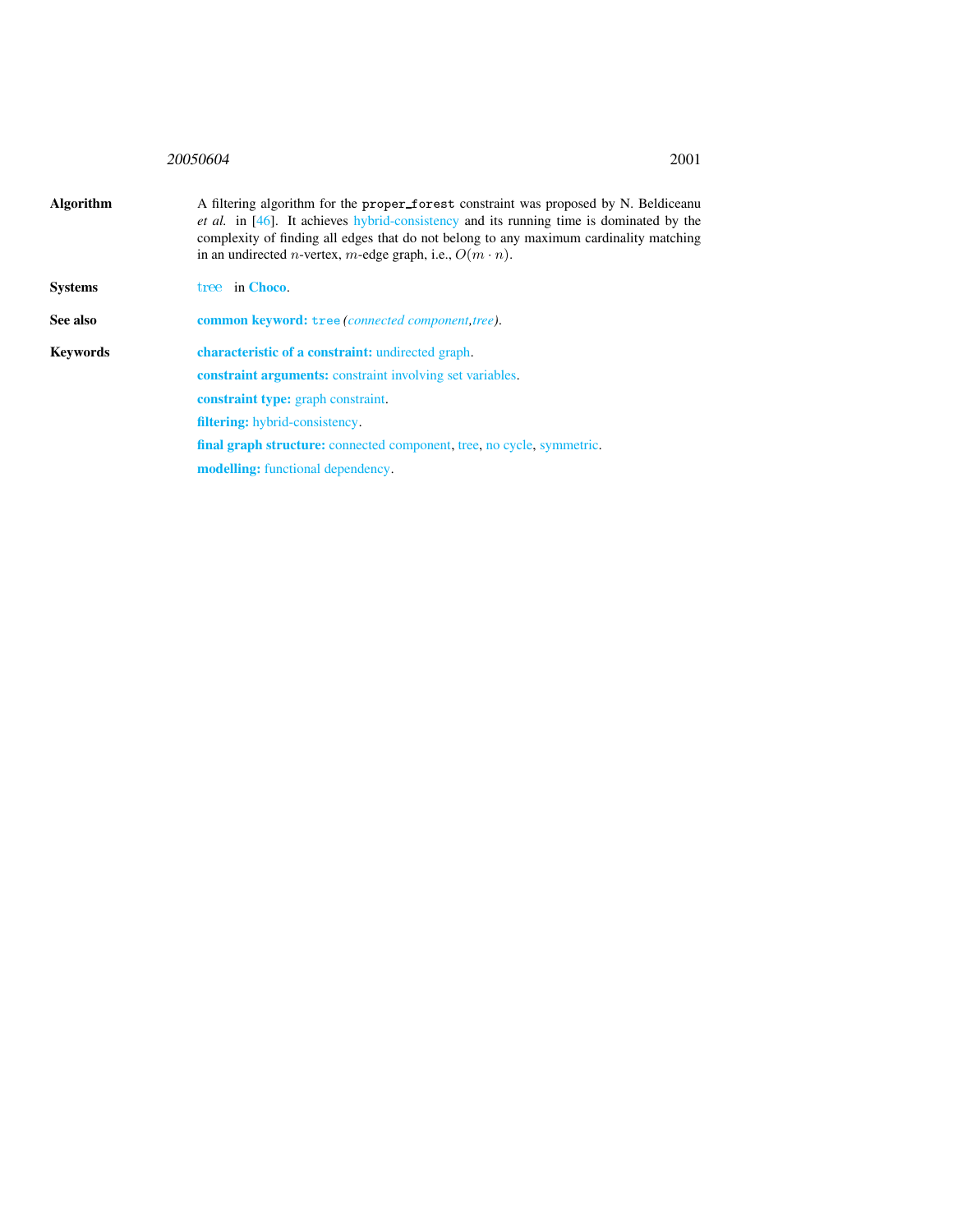**Algorithm** A filtering algorithm for the `proper_forest` constraint was proposed by N. Beldiceanu *et al.* in [46]. It achieves hybrid-consistency and its running time is dominated by the complexity of finding all edges that do not belong to any maximum cardinality matching in an undirected $n$-vertex, $m$-edge graph, i.e., $O(m \cdot n)$.

**Systems** tree in **Choco**.

**See also** **common keyword:** `tree` *(connected component,tree)*.

**Keywords** **characteristic of a constraint:** undirected graph.

**constraint arguments:** constraint involving set variables.

**constraint type:** graph constraint.

**filtering:** hybrid-consistency.

**final graph structure:** connected component, tree, no cycle, symmetric.

**modelling:** functional dependency.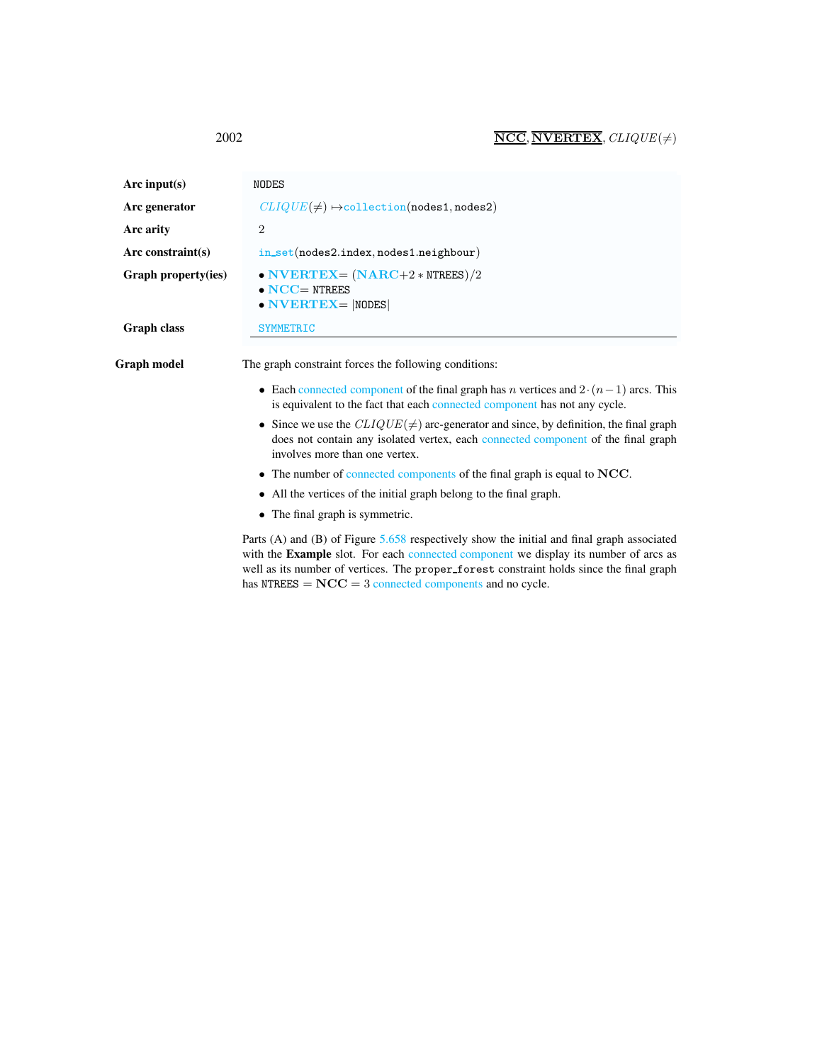| | |
|---|---|
| **Arc input(s)** | NODES |
| **Arc generator** | $CLIQUE(\neq) \mapsto$collection(nodes1, nodes2) |
| **Arc arity** | 2 |
| **Arc constraint(s)** | in_set(nodes2.index, nodes1.neighbour) |
| **Graph property(ies)** | • **NVERTEX**= (**NARC**+2 * NTREES)/2<br>• **NCC**= NTREES<br>• **NVERTEX**= \|NODES\| |
| **Graph class** | SYMMETRIC |

**Graph model** The graph constraint forces the following conditions:

- Each connected component of the final graph has $n$ vertices and $2\cdot(n-1)$ arcs. This is equivalent to the fact that each connected component has not any cycle.
- Since we use the $CLIQUE(\neq)$ arc-generator and since, by definition, the final graph does not contain any isolated vertex, each connected component of the final graph involves more than one vertex.
- The number of connected components of the final graph is equal to **NCC**.
- All the vertices of the initial graph belong to the final graph.
- The final graph is symmetric.

Parts (A) and (B) of Figure 5.658 respectively show the initial and final graph associated with the **Example** slot. For each connected component we display its number of arcs as well as its number of vertices. The proper_forest constraint holds since the final graph has NTREES $=$ **NCC** $= 3$ connected components and no cycle.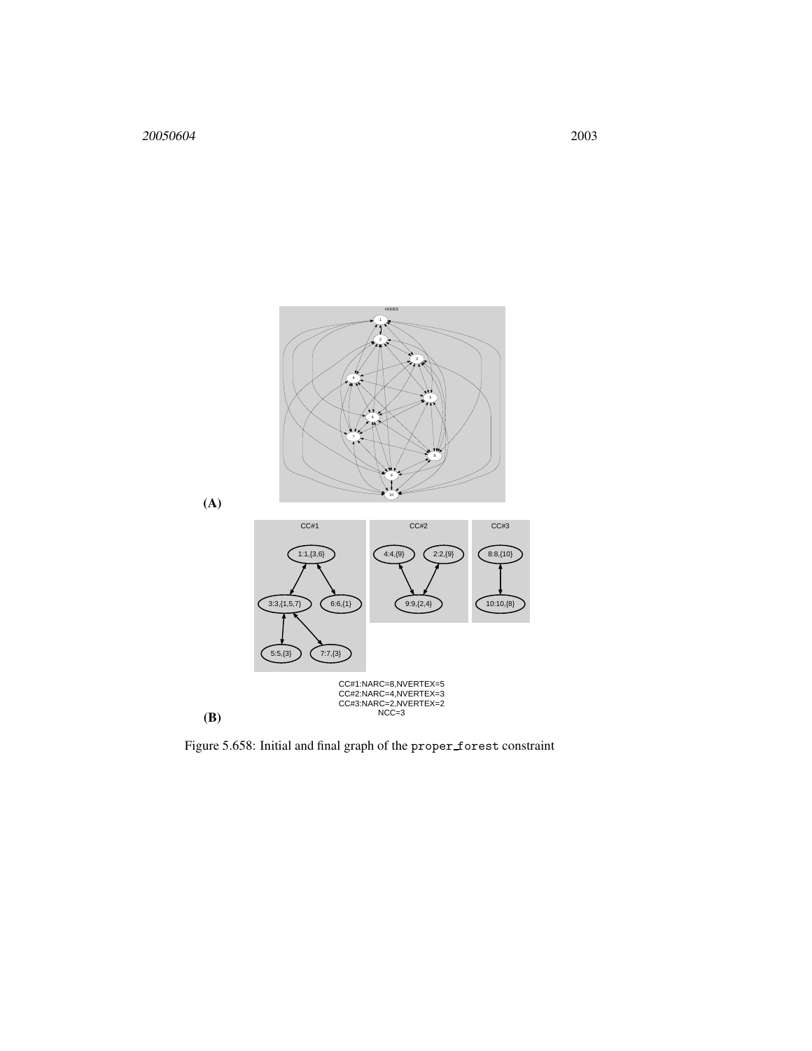NODES

(A)

CC#1

CC#2

CC#3

1:1,{3,6}

3:3,{1,5,7}

6:6,{1}

5:5,{3}

7:7,{3}

4:4,{9}

2:2,{9}

9:9,{2,4}

8:8,{10}

10:10,{8}

CC#1:NARC=8,NVERTEX=5
CC#2:NARC=4,NVERTEX=3
CC#3:NARC=2,NVERTEX=2
NCC=3

(B)

Figure 5.658: Initial and final graph of the proper_forest constraint